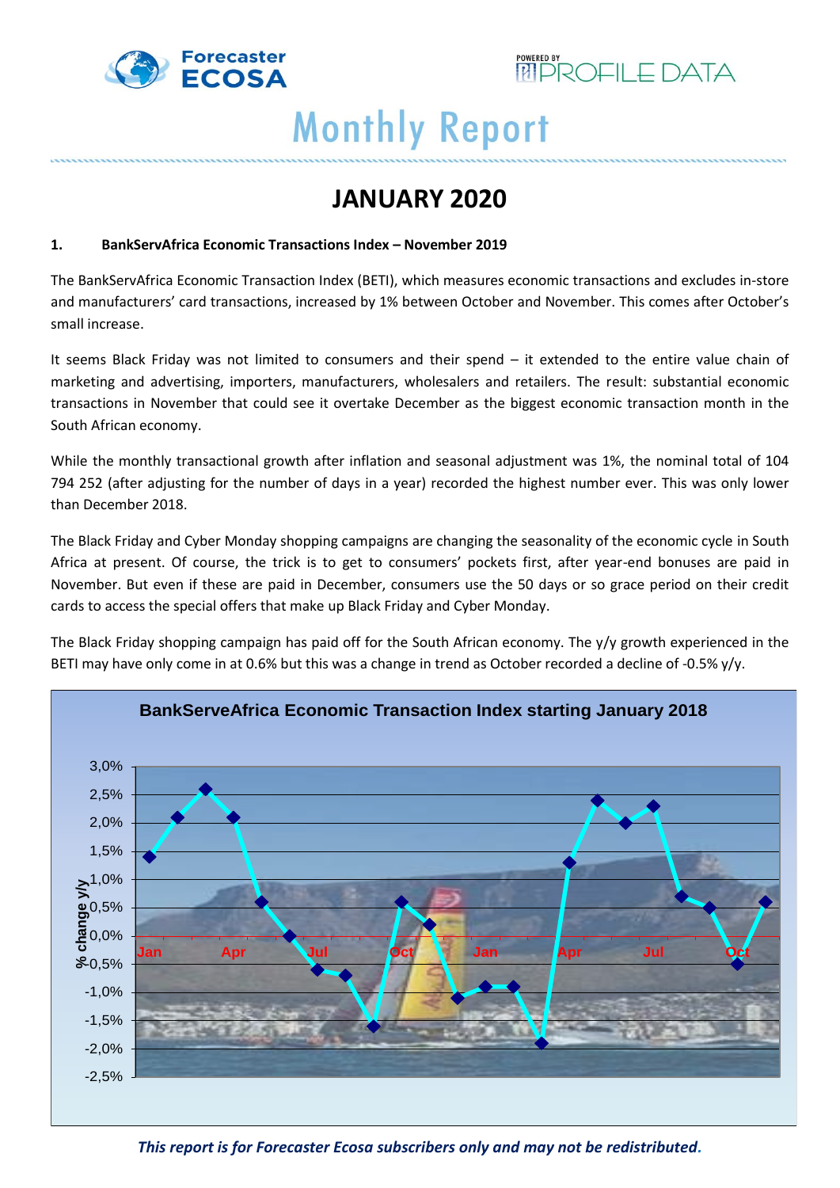# Monthly Report

## JANUARY 2020

### 1. BankServAfrica Economic Transactions Index – November 2019

The BankServAfrica Economic Transaction Index (BETI), which measures economic transactions and excludes in-store and manufacturers' card transactions, increased by 1% between October and November. This comes after October's small increase.

It seems Black Friday was not limited to consumers and their spend – it extended to the entire value chain of marketing and advertising, importers, manufacturers, wholesalers and retailers. The result: substantial economic transactions in November that could see it overtake December as the biggest economic transaction month in the South African economy.

While the monthly transactional growth after inflation and seasonal adjustment was 1%, the nominal total of 104 794 252 (after adjusting for the number of days in a year) recorded the highest number ever. This was only lower than December 2018.

The Black Friday and Cyber Monday shopping campaigns are changing the seasonality of the economic cycle in South Africa at present. Of course, the trick is to get to consumers' pockets first, after year-end bonuses are paid in November. But even if these are paid in December, consumers use the 50 days or so grace period on their credit cards to access the special offers that make up Black Friday and Cyber Monday.

The Black Friday shopping campaign has paid off for the South African economy. The y/y growth experienced in the BETI may have only come in at 0.6% but this was a change in trend as October recorded a decline of -0.5% y/y.

**BankServeAfrica Economic Transaction Index starting January 2018**

*This report is for Forecaster Ecosa subscribers only and may not be redistributed.*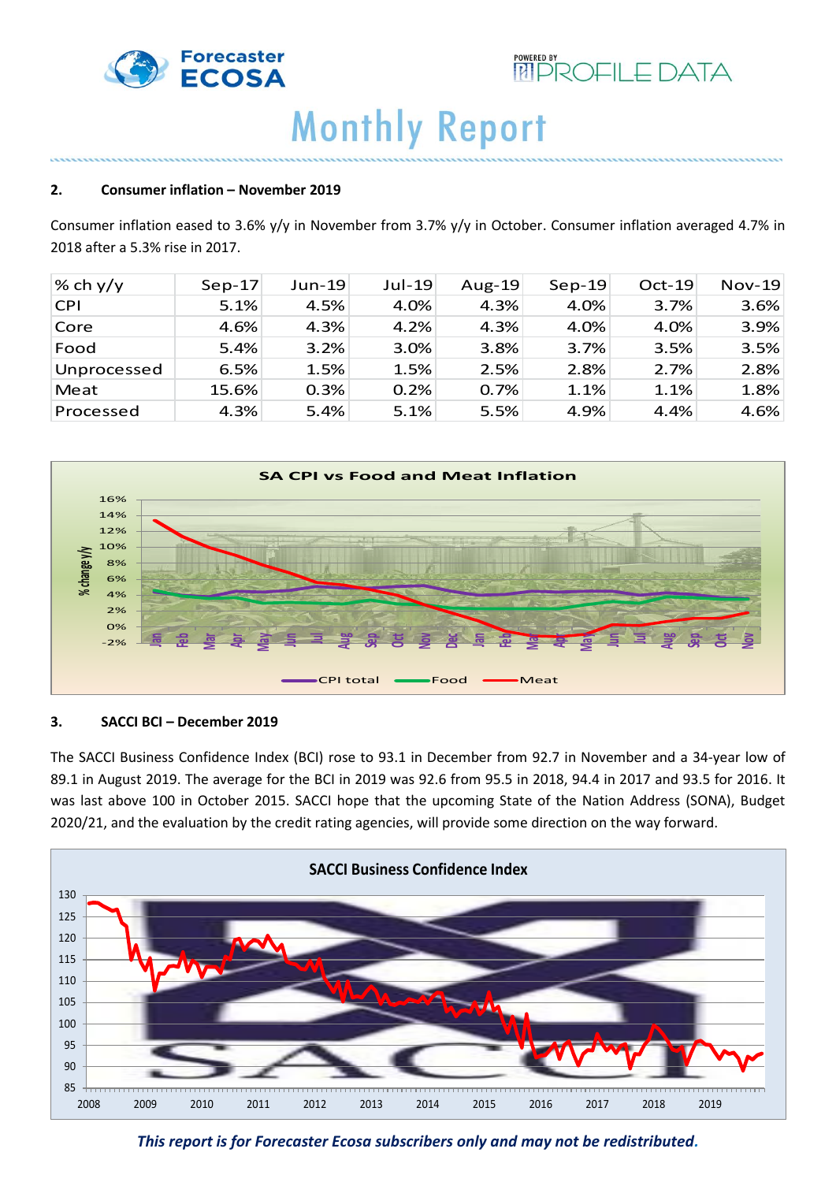## 2. Consumer inflation – November 2019

Consumer inflation eased to 3.6% y/y in November from 3.7% y/y in October. Consumer inflation averaged 4.7% in 2018 after a 5.3% rise in 2017.

| % ch y/y | Sep-17 | Jun-19 | Jul-19 | Aug-19 | Sep-19 | Oct-19 | Nov-19 |
|---|---|---|---|---|---|---|---|
| CPI | 5.1% | 4.5% | 4.0% | 4.3% | 4.0% | 3.7% | 3.6% |
| Core | 4.6% | 4.3% | 4.2% | 4.3% | 4.0% | 4.0% | 3.9% |
| Food | 5.4% | 3.2% | 3.0% | 3.8% | 3.7% | 3.5% | 3.5% |
| Unprocessed | 6.5% | 1.5% | 1.5% | 2.5% | 2.8% | 2.7% | 2.8% |
| Meat | 15.6% | 0.3% | 0.2% | 0.7% | 1.1% | 1.1% | 1.8% |
| Processed | 4.3% | 5.4% | 5.1% | 5.5% | 4.9% | 4.4% | 4.6% |

SA CPI vs Food and Meat Inflation

## 3. SACCI BCI – December 2019

The SACCI Business Confidence Index (BCI) rose to 93.1 in December from 92.7 in November and a 34-year low of 89.1 in August 2019. The average for the BCI in 2019 was 92.6 from 95.5 in 2018, 94.4 in 2017 and 93.5 for 2016. It was last above 100 in October 2015. SACCI hope that the upcoming State of the Nation Address (SONA), Budget 2020/21, and the evaluation by the credit rating agencies, will provide some direction on the way forward.

SACCI Business Confidence Index

*This report is for Forecaster Ecosa subscribers only and may not be redistributed.*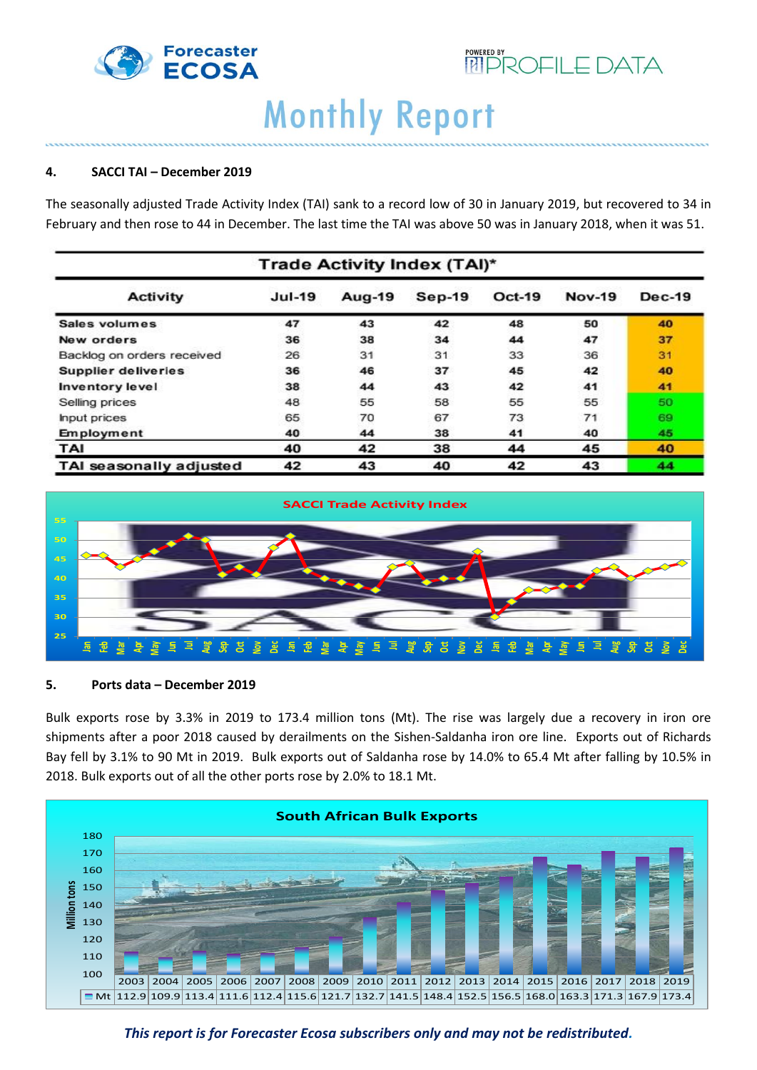## 4. SACCI TAI – December 2019

The seasonally adjusted Trade Activity Index (TAI) sank to a record low of 30 in January 2019, but recovered to 34 in February and then rose to 44 in December. The last time the TAI was above 50 was in January 2018, when it was 51.

**Trade Activity Index (TAI)***

| Activity | Jul-19 | Aug-19 | Sep-19 | Oct-19 | Nov-19 | Dec-19 |
|---|---|---|---|---|---|---|
| Sales volumes | 47 | 43 | 42 | 48 | 50 | 40 |
| New orders | 36 | 38 | 34 | 44 | 47 | 37 |
| Backlog on orders received | 26 | 31 | 31 | 33 | 36 | 31 |
| Supplier deliveries | 36 | 46 | 37 | 45 | 42 | 40 |
| Inventory level | 38 | 44 | 43 | 42 | 41 | 41 |
| Selling prices | 48 | 55 | 58 | 55 | 55 | 50 |
| Input prices | 65 | 70 | 67 | 73 | 71 | 69 |
| Employment | 40 | 44 | 38 | 41 | 40 | 45 |
| TAI | 40 | 42 | 38 | 44 | 45 | 40 |
| TAI seasonally adjusted | 42 | 43 | 40 | 42 | 43 | 44 |

**SACCI Trade Activity Index**

## 5. Ports data – December 2019

Bulk exports rose by 3.3% in 2019 to 173.4 million tons (Mt). The rise was largely due a recovery in iron ore shipments after a poor 2018 caused by derailments on the Sishen-Saldanha iron ore line. Exports out of Richards Bay fell by 3.1% to 90 Mt in 2019. Bulk exports out of Saldanha rose by 14.0% to 65.4 Mt after falling by 10.5% in 2018. Bulk exports out of all the other ports rose by 2.0% to 18.1 Mt.

**South African Bulk Exports**

| | 2003 | 2004 | 2005 | 2006 | 2007 | 2008 | 2009 | 2010 | 2011 | 2012 | 2013 | 2014 | 2015 | 2016 | 2017 | 2018 | 2019 |
|---|---|---|---|---|---|---|---|---|---|---|---|---|---|---|---|---|---|
| Mt | 112.9 | 109.9 | 113.4 | 111.6 | 112.4 | 115.6 | 121.7 | 132.7 | 141.5 | 148.4 | 152.5 | 156.5 | 168.0 | 163.3 | 171.3 | 167.9 | 173.4 |

*This report is for Forecaster Ecosa subscribers only and may not be redistributed.*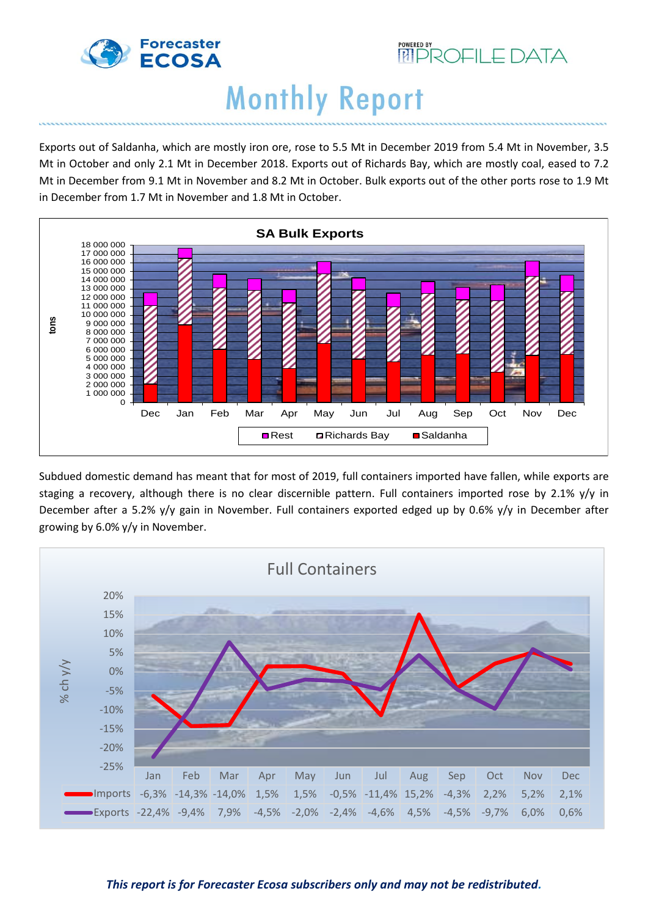# Monthly Report

Exports out of Saldanha, which are mostly iron ore, rose to 5.5 Mt in December 2019 from 5.4 Mt in November, 3.5 Mt in October and only 2.1 Mt in December 2018. Exports out of Richards Bay, which are mostly coal, eased to 7.2 Mt in December from 9.1 Mt in November and 8.2 Mt in October. Bulk exports out of the other ports rose to 1.9 Mt in December from 1.7 Mt in November and 1.8 Mt in October.

**SA Bulk Exports**

Subdued domestic demand has meant that for most of 2019, full containers imported have fallen, while exports are staging a recovery, although there is no clear discernible pattern. Full containers imported rose by 2.1% y/y in December after a 5.2% y/y gain in November. Full containers exported edged up by 0.6% y/y in December after growing by 6.0% y/y in November.

**Full Containers**

| | Jan | Feb | Mar | Apr | May | Jun | Jul | Aug | Sep | Oct | Nov | Dec |
|---|---|---|---|---|---|---|---|---|---|---|---|---|
| Imports | -6,3% | -14,3% | -14,0% | 1,5% | 1,5% | -0,5% | -11,4% | 15,2% | -4,3% | 2,2% | 5,2% | 2,1% |
| Exports | -22,4% | -9,4% | 7,9% | -4,5% | -2,0% | -2,4% | -4,6% | 4,5% | -4,5% | -9,7% | 6,0% | 0,6% |

*This report is for Forecaster Ecosa subscribers only and may not be redistributed.*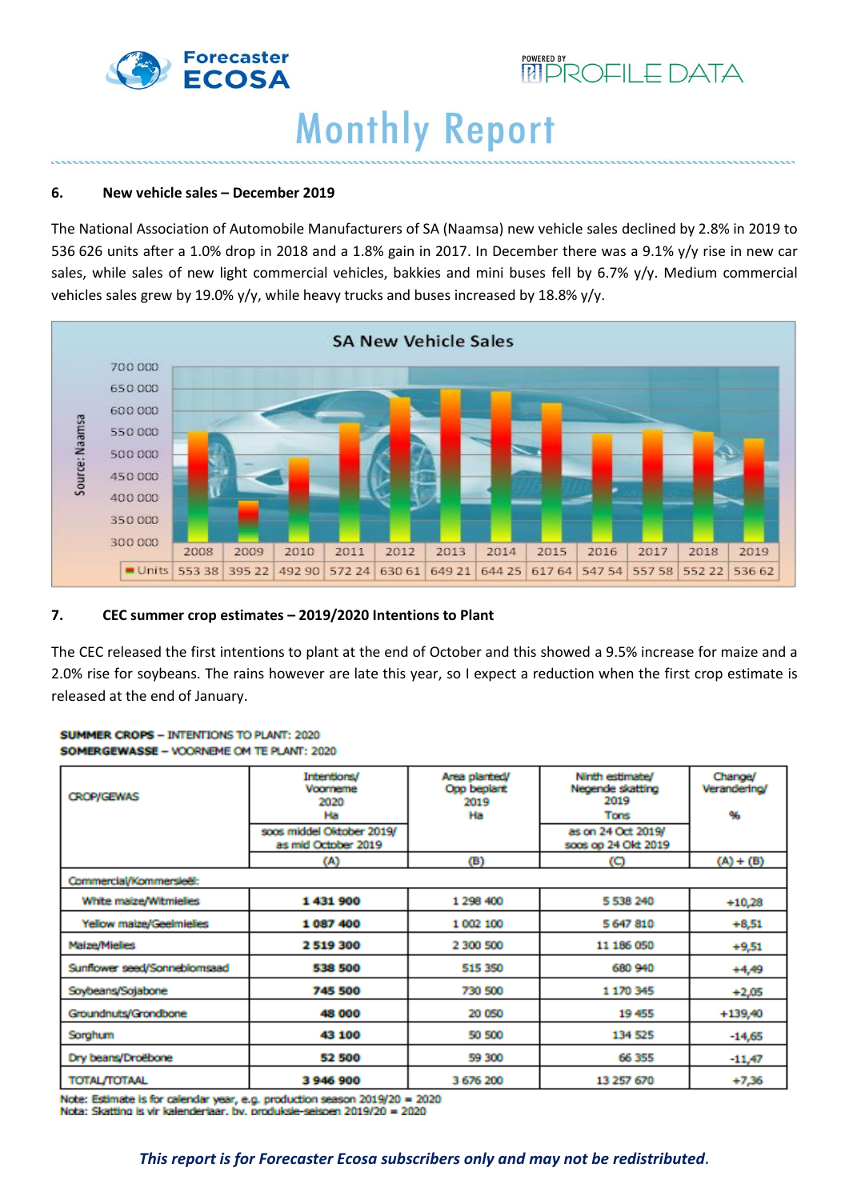## 6. New vehicle sales – December 2019

The National Association of Automobile Manufacturers of SA (Naamsa) new vehicle sales declined by 2.8% in 2019 to 536 626 units after a 1.0% drop in 2018 and a 1.8% gain in 2017. In December there was a 9.1% y/y rise in new car sales, while sales of new light commercial vehicles, bakkies and mini buses fell by 6.7% y/y. Medium commercial vehicles sales grew by 19.0% y/y, while heavy trucks and buses increased by 18.8% y/y.

**SA New Vehicle Sales**

Source: Naamsa

| | 2008 | 2009 | 2010 | 2011 | 2012 | 2013 | 2014 | 2015 | 2016 | 2017 | 2018 | 2019 |
|---|---|---|---|---|---|---|---|---|---|---|---|---|
| Units | 553 38 | 395 22 | 492 90 | 572 24 | 630 61 | 649 21 | 644 25 | 617 64 | 547 54 | 557 58 | 552 22 | 536 62 |

## 7. CEC summer crop estimates – 2019/2020 Intentions to Plant

The CEC released the first intentions to plant at the end of October and this showed a 9.5% increase for maize and a 2.0% rise for soybeans. The rains however are late this year, so I expect a reduction when the first crop estimate is released at the end of January.

**SUMMER CROPS** – INTENTIONS TO PLANT: 2020
**SOMERGEWASSE** – VOORNEME OM TE PLANT: 2020

| CROP/GEWAS | Intentions/ Voorneme 2020 Ha<br>soos middel Oktober 2019/ as mid October 2019<br>(A) | Area planted/ Opp beplant 2019 Ha<br>(B) | Ninth estimate/ Negende skatting 2019 Tons<br>as on 24 Oct 2019/ soos op 24 Okt 2019<br>(C) | Change/ Verandering/ %<br>(A) ÷ (B) |
|---|---|---|---|---|
| Commercial/Kommersieël: | | | | |
| White maize/Witmielies | **1 431 900** | 1 298 400 | 5 538 240 | +10,28 |
| Yellow maize/Geelmielies | **1 087 400** | 1 002 100 | 5 647 810 | +8,51 |
| Maize/Mielies | **2 519 300** | 2 300 500 | 11 186 050 | +9,51 |
| Sunflower seed/Sonneblomsaad | **538 500** | 515 350 | 680 940 | +4,49 |
| Soybeans/Sojabone | **745 500** | 730 500 | 1 170 345 | +2,05 |
| Groundnuts/Grondbone | **48 000** | 20 050 | 19 455 | +139,40 |
| Sorghum | **43 100** | 50 500 | 134 525 | -14,65 |
| Dry beans/Droëbone | **52 500** | 59 300 | 66 355 | -11,47 |
| TOTAL/TOTAAL | **3 946 900** | 3 676 200 | 13 257 670 | +7,36 |

Note: Estimate is for calendar year, e.g. production season 2019/20 = 2020
Nota: Skatting is vir kalenderjaar, bv. produksie-seisoen 2019/20 = 2020

*This report is for Forecaster Ecosa subscribers only and may not be redistributed.*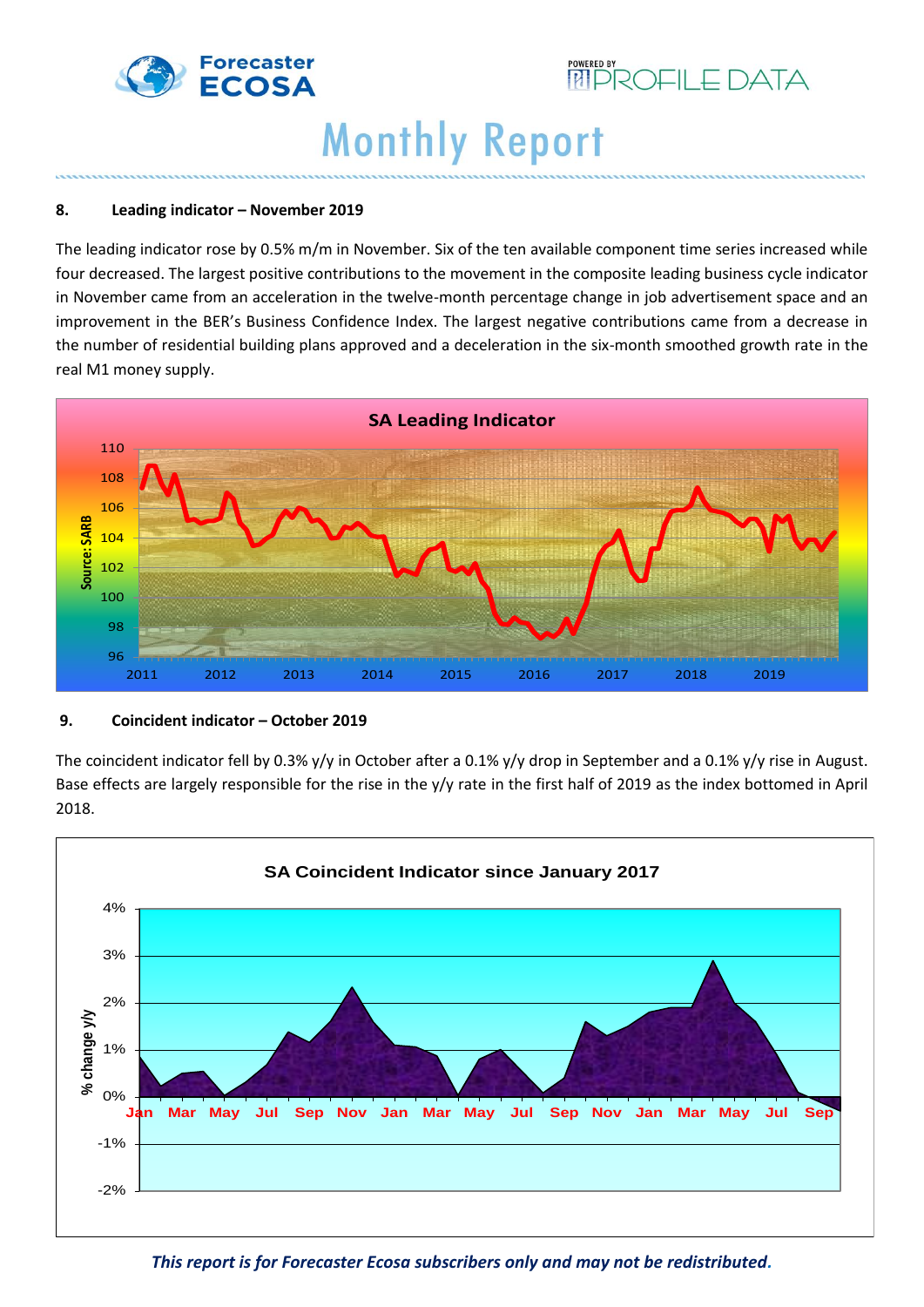## 8. Leading indicator – November 2019

The leading indicator rose by 0.5% m/m in November. Six of the ten available component time series increased while four decreased. The largest positive contributions to the movement in the composite leading business cycle indicator in November came from an acceleration in the twelve-month percentage change in job advertisement space and an improvement in the BER's Business Confidence Index. The largest negative contributions came from a decrease in the number of residential building plans approved and a deceleration in the six-month smoothed growth rate in the real M1 money supply.

## 9. Coincident indicator – October 2019

The coincident indicator fell by 0.3% y/y in October after a 0.1% y/y drop in September and a 0.1% y/y rise in August. Base effects are largely responsible for the rise in the y/y rate in the first half of 2019 as the index bottomed in April 2018.

*This report is for Forecaster Ecosa subscribers only and may not be redistributed.*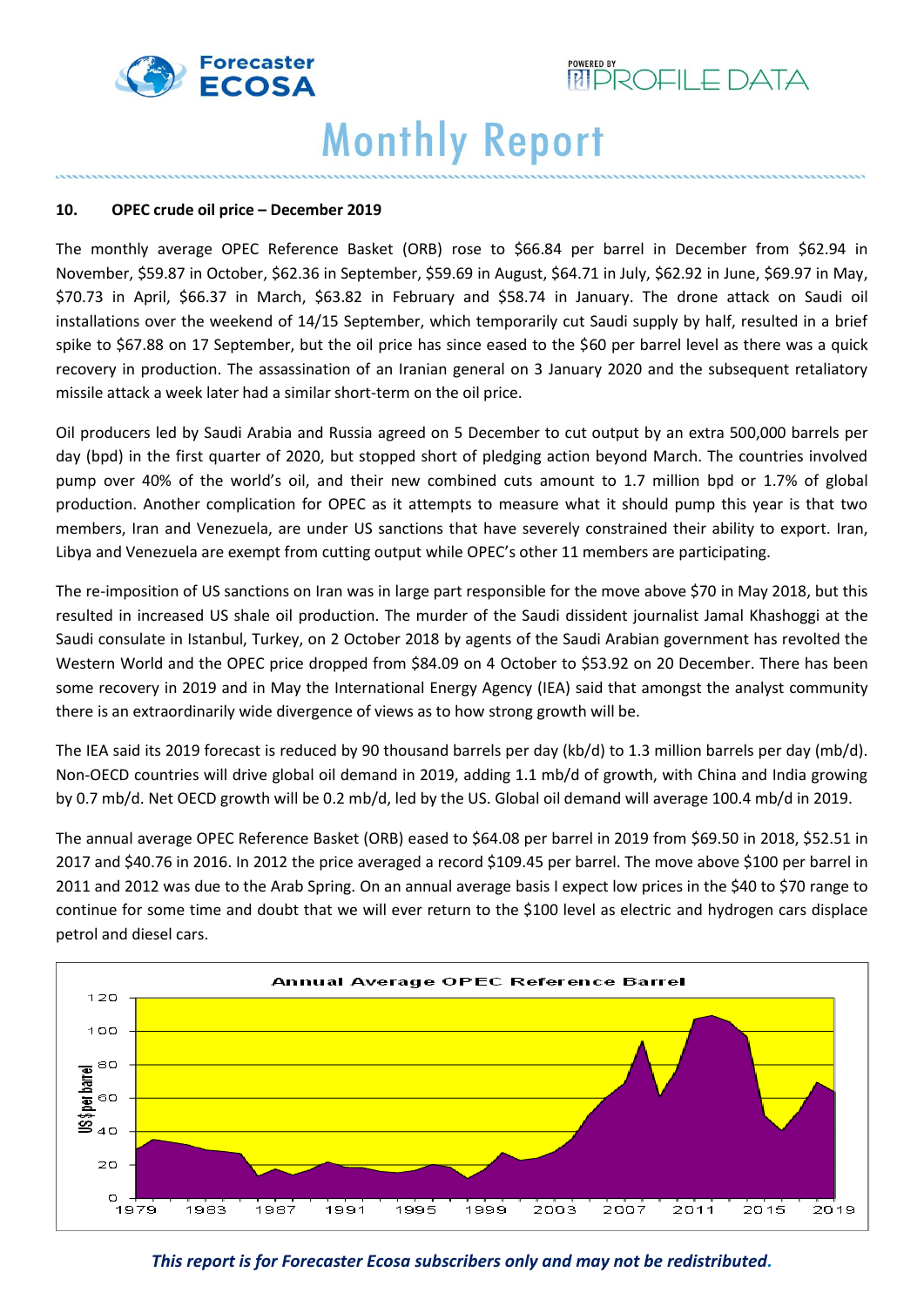## 10. OPEC crude oil price – December 2019

The monthly average OPEC Reference Basket (ORB) rose to $66.84 per barrel in December from $62.94 in November, $59.87 in October, $62.36 in September, $59.69 in August, $64.71 in July, $62.92 in June, $69.97 in May, $70.73 in April, $66.37 in March, $63.82 in February and $58.74 in January. The drone attack on Saudi oil installations over the weekend of 14/15 September, which temporarily cut Saudi supply by half, resulted in a brief spike to $67.88 on 17 September, but the oil price has since eased to the $60 per barrel level as there was a quick recovery in production. The assassination of an Iranian general on 3 January 2020 and the subsequent retaliatory missile attack a week later had a similar short-term on the oil price.

Oil producers led by Saudi Arabia and Russia agreed on 5 December to cut output by an extra 500,000 barrels per day (bpd) in the first quarter of 2020, but stopped short of pledging action beyond March. The countries involved pump over 40% of the world's oil, and their new combined cuts amount to 1.7 million bpd or 1.7% of global production. Another complication for OPEC as it attempts to measure what it should pump this year is that two members, Iran and Venezuela, are under US sanctions that have severely constrained their ability to export. Iran, Libya and Venezuela are exempt from cutting output while OPEC's other 11 members are participating.

The re-imposition of US sanctions on Iran was in large part responsible for the move above $70 in May 2018, but this resulted in increased US shale oil production. The murder of the Saudi dissident journalist Jamal Khashoggi at the Saudi consulate in Istanbul, Turkey, on 2 October 2018 by agents of the Saudi Arabian government has revolted the Western World and the OPEC price dropped from $84.09 on 4 October to $53.92 on 20 December. There has been some recovery in 2019 and in May the International Energy Agency (IEA) said that amongst the analyst community there is an extraordinarily wide divergence of views as to how strong growth will be.

The IEA said its 2019 forecast is reduced by 90 thousand barrels per day (kb/d) to 1.3 million barrels per day (mb/d). Non-OECD countries will drive global oil demand in 2019, adding 1.1 mb/d of growth, with China and India growing by 0.7 mb/d. Net OECD growth will be 0.2 mb/d, led by the US. Global oil demand will average 100.4 mb/d in 2019.

The annual average OPEC Reference Basket (ORB) eased to $64.08 per barrel in 2019 from $69.50 in 2018, $52.51 in 2017 and $40.76 in 2016. In 2012 the price averaged a record $109.45 per barrel. The move above $100 per barrel in 2011 and 2012 was due to the Arab Spring. On an annual average basis I expect low prices in the $40 to $70 range to continue for some time and doubt that we will ever return to the $100 level as electric and hydrogen cars displace petrol and diesel cars.

Annual Average OPEC Reference Barrel

US$ per barrel

0
20
40
60
80
100
120

1979 1983 1987 1991 1995 1999 2003 2007 2011 2015 2019

*This report is for Forecaster Ecosa subscribers only and may not be redistributed.*